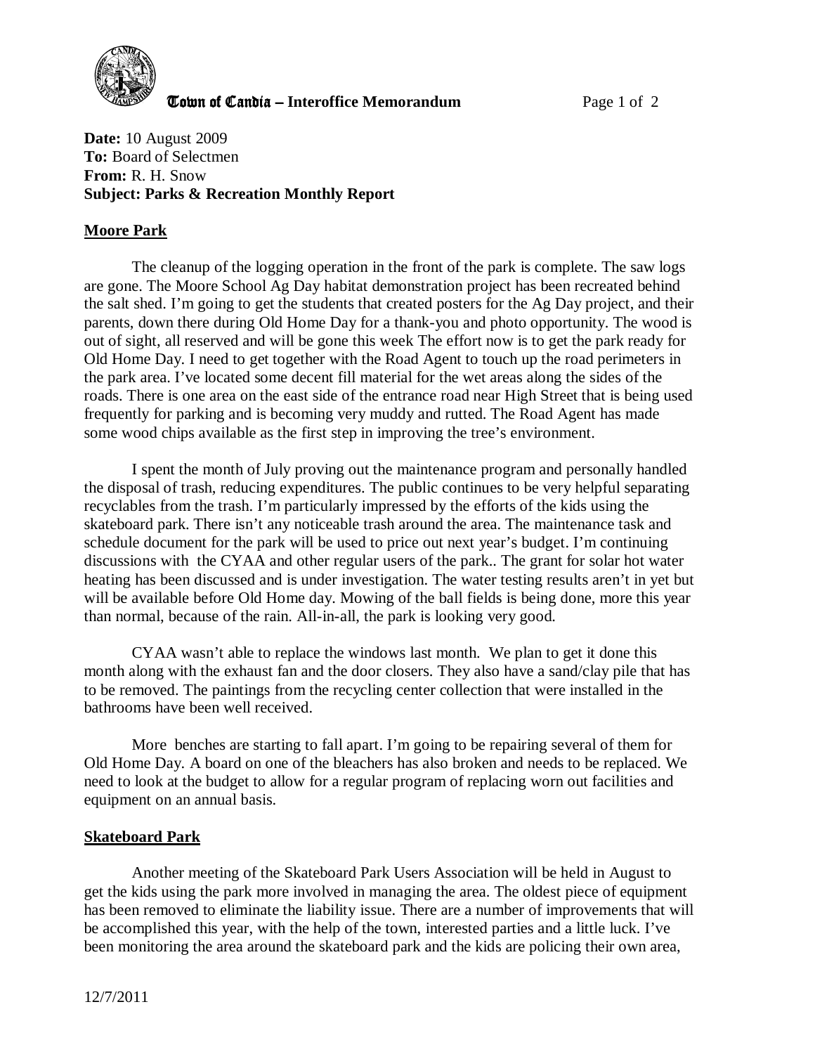**Town of Candia – Interoffice Memorandum**

**Date:** 10 August 2009
**To:** Board of Selectmen
**From:** R. H. Snow
**Subject: Parks & Recreation Monthly Report**

## Moore Park

The cleanup of the logging operation in the front of the park is complete. The saw logs are gone. The Moore School Ag Day habitat demonstration project has been recreated behind the salt shed. I'm going to get the students that created posters for the Ag Day project, and their parents, down there during Old Home Day for a thank-you and photo opportunity. The wood is out of sight, all reserved and will be gone this week The effort now is to get the park ready for Old Home Day. I need to get together with the Road Agent to touch up the road perimeters in the park area. I've located some decent fill material for the wet areas along the sides of the roads. There is one area on the east side of the entrance road near High Street that is being used frequently for parking and is becoming very muddy and rutted. The Road Agent has made some wood chips available as the first step in improving the tree's environment.

I spent the month of July proving out the maintenance program and personally handled the disposal of trash, reducing expenditures. The public continues to be very helpful separating recyclables from the trash. I'm particularly impressed by the efforts of the kids using the skateboard park. There isn't any noticeable trash around the area. The maintenance task and schedule document for the park will be used to price out next year's budget. I'm continuing discussions with the CYAA and other regular users of the park.. The grant for solar hot water heating has been discussed and is under investigation. The water testing results aren't in yet but will be available before Old Home day. Mowing of the ball fields is being done, more this year than normal, because of the rain. All-in-all, the park is looking very good.

CYAA wasn't able to replace the windows last month. We plan to get it done this month along with the exhaust fan and the door closers. They also have a sand/clay pile that has to be removed. The paintings from the recycling center collection that were installed in the bathrooms have been well received.

More benches are starting to fall apart. I'm going to be repairing several of them for Old Home Day. A board on one of the bleachers has also broken and needs to be replaced. We need to look at the budget to allow for a regular program of replacing worn out facilities and equipment on an annual basis.

## Skateboard Park

Another meeting of the Skateboard Park Users Association will be held in August to get the kids using the park more involved in managing the area. The oldest piece of equipment has been removed to eliminate the liability issue. There are a number of improvements that will be accomplished this year, with the help of the town, interested parties and a little luck. I've been monitoring the area around the skateboard park and the kids are policing their own area,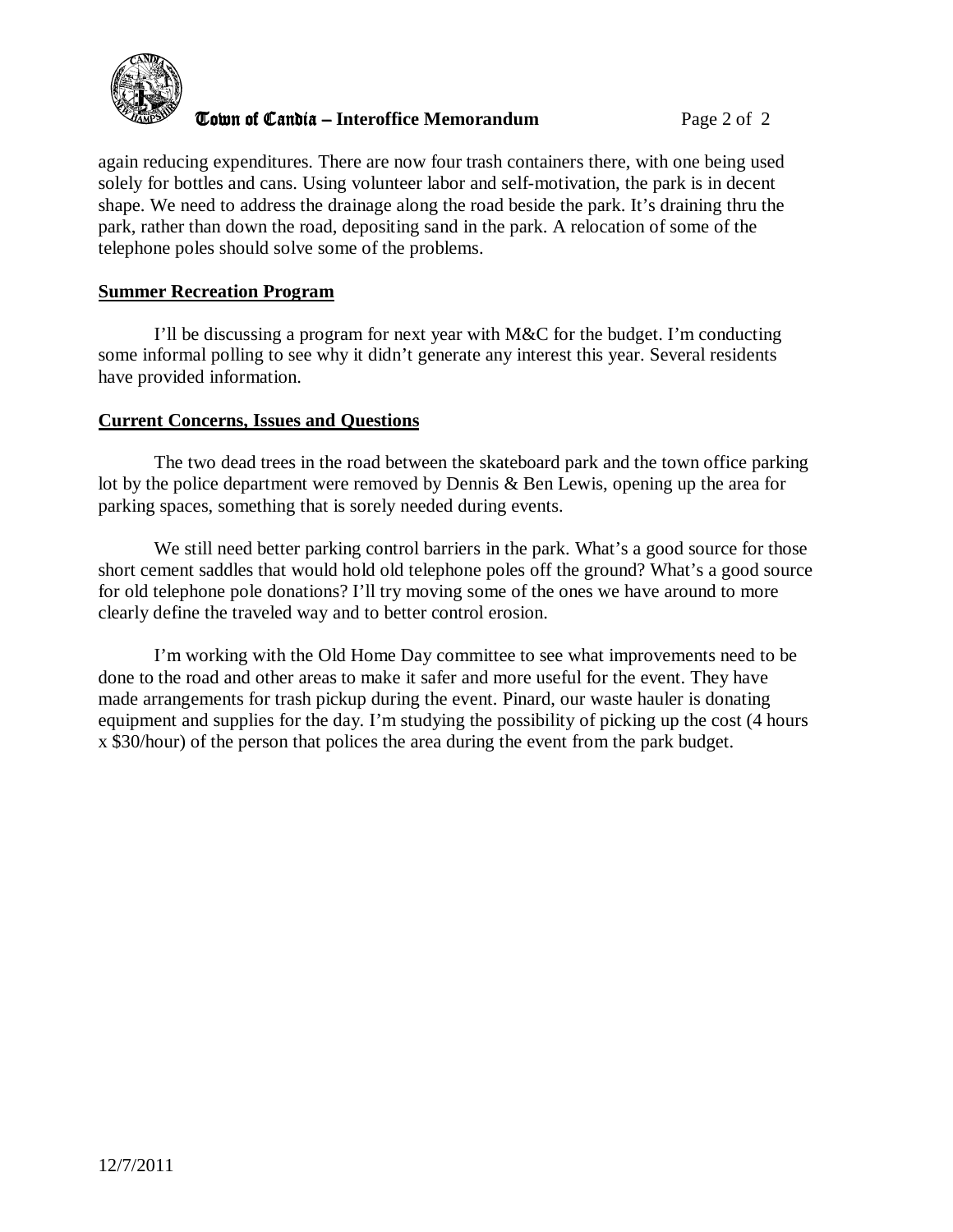again reducing expenditures. There are now four trash containers there, with one being used solely for bottles and cans. Using volunteer labor and self-motivation, the park is in decent shape. We need to address the drainage along the road beside the park. It's draining thru the park, rather than down the road, depositing sand in the park. A relocation of some of the telephone poles should solve some of the problems.

## Summer Recreation Program

I'll be discussing a program for next year with M&C for the budget. I'm conducting some informal polling to see why it didn't generate any interest this year. Several residents have provided information.

## Current Concerns, Issues and Questions

The two dead trees in the road between the skateboard park and the town office parking lot by the police department were removed by Dennis & Ben Lewis, opening up the area for parking spaces, something that is sorely needed during events.

We still need better parking control barriers in the park. What's a good source for those short cement saddles that would hold old telephone poles off the ground? What's a good source for old telephone pole donations? I'll try moving some of the ones we have around to more clearly define the traveled way and to better control erosion.

I'm working with the Old Home Day committee to see what improvements need to be done to the road and other areas to make it safer and more useful for the event. They have made arrangements for trash pickup during the event. Pinard, our waste hauler is donating equipment and supplies for the day. I'm studying the possibility of picking up the cost (4 hours x $30/hour) of the person that polices the area during the event from the park budget.